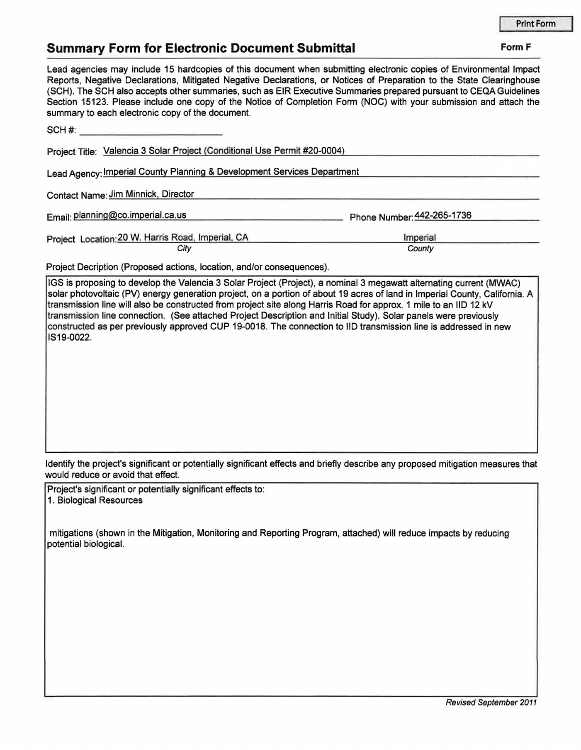Print Form

## Summary Form for Electronic Document Submittal

**Form F**

Lead agencies may include 15 hardcopies of this document when submitting electronic copies of Environmental Impact Reports, Negative Declarations, Mitigated Negative Declarations, or Notices of Preparation to the State Clearinghouse (SCH). The SCH also accepts other summaries, such as EIR Executive Summaries prepared pursuant to CEQA Guidelines Section 15123. Please include one copy of the Notice of Completion Form (NOC) with your submission and attach the summary to each electronic copy of the document.

SCH #: ____________________

Project Title: Valencia 3 Solar Project (Conditional Use Permit #20-0004)

Lead Agency: Imperial County Planning & Development Services Department

Contact Name: Jim Minnick, Director

Email: planning@co.imperial.ca.us Phone Number: 442-265-1736

Project Location: 20 W. Harris Road, Imperial, CA (*City*) Imperial (*County*)

Project Decription (Proposed actions, location, and/or consequences).

IGS is proposing to develop the Valencia 3 Solar Project (Project), a nominal 3 megawatt alternating current (MWAC) solar photovoltaic (PV) energy generation project, on a portion of about 19 acres of land in Imperial County, California. A transmission line will also be constructed from project site along Harris Road for approx. 1 mile to an IID 12 kV transmission line connection. (See attached Project Description and Initial Study). Solar panels were previously constructed as per previously approved CUP 19-0018. The connection to IID transmission line is addressed in new IS19-0022.

Identify the project's significant or potentially significant effects and briefly describe any proposed mitigation measures that would reduce or avoid that effect.

Project's significant or potentially significant effects to:
1. Biological Resources

mitigations (shown in the Mitigation, Monitoring and Reporting Program, attached) will reduce impacts by reducing potential biological.

*Revised September 2011*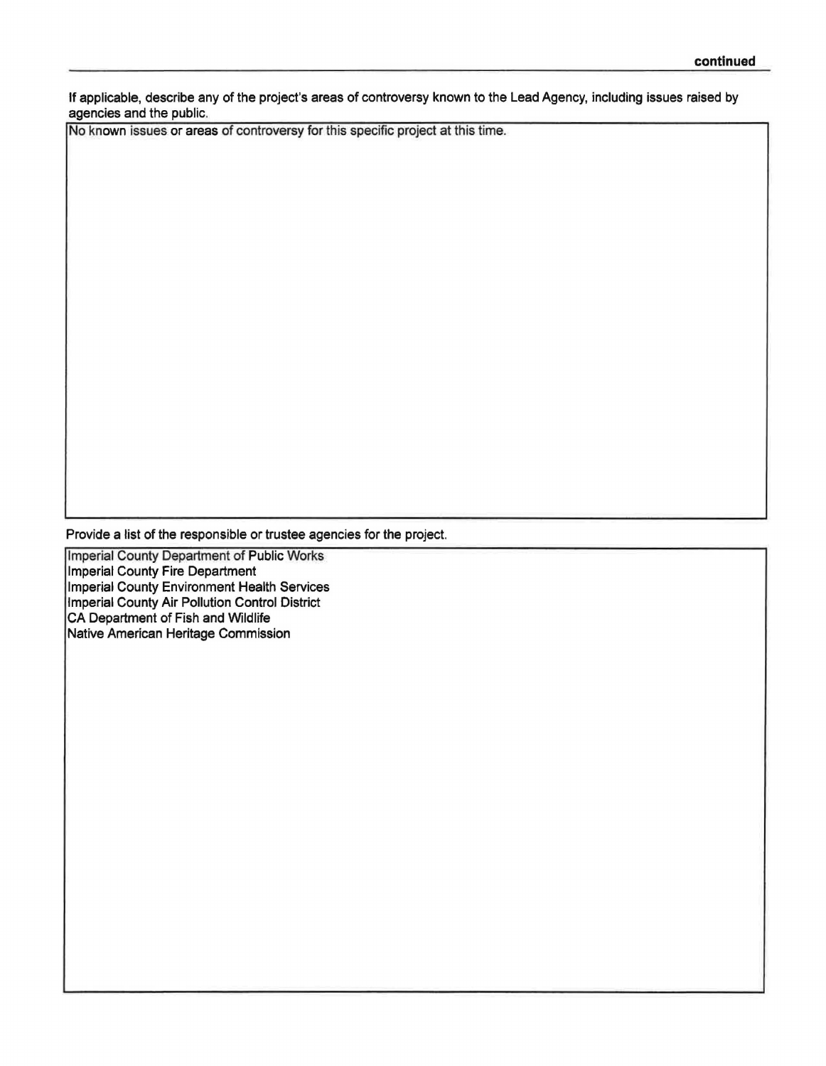**continued**

**If applicable, describe any of the project's areas of controversy known to the Lead Agency, including issues raised by agencies and the public.**

No known issues or areas of controversy for this specific project at this time.

**Provide a list of the responsible or trustee agencies for the project.**

Imperial County Department of Public Works
Imperial County Fire Department
Imperial County Environment Health Services
Imperial County Air Pollution Control District
CA Department of Fish and Wildlife
Native American Heritage Commission